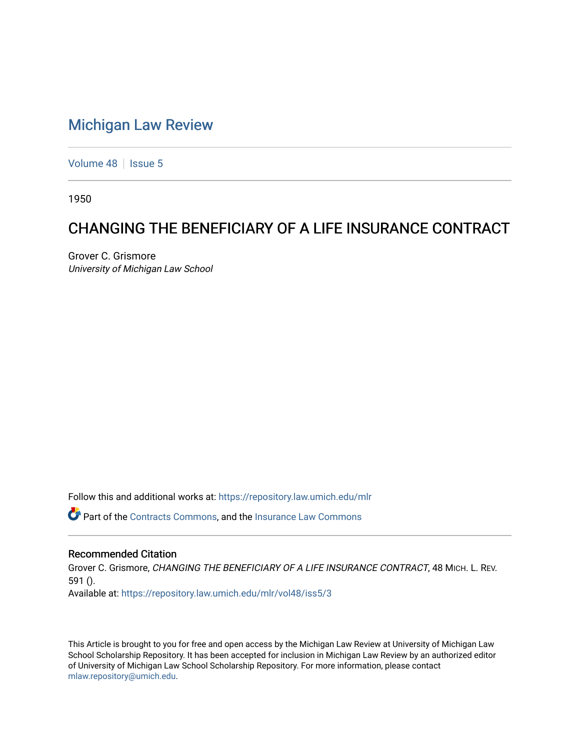# Michigan Law Review

Volume 48 | Issue 5

1950

## CHANGING THE BENEFICIARY OF A LIFE INSURANCE CONTRACT

Grover C. Grismore
*University of Michigan Law School*

Follow this and additional works at: https://repository.law.umich.edu/mlr

Part of the Contracts Commons, and the Insurance Law Commons

### Recommended Citation

Grover C. Grismore, *CHANGING THE BENEFICIARY OF A LIFE INSURANCE CONTRACT*, 48 MICH. L. REV. 591 ().
Available at: https://repository.law.umich.edu/mlr/vol48/iss5/3

This Article is brought to you for free and open access by the Michigan Law Review at University of Michigan Law School Scholarship Repository. It has been accepted for inclusion in Michigan Law Review by an authorized editor of University of Michigan Law School Scholarship Repository. For more information, please contact mlaw.repository@umich.edu.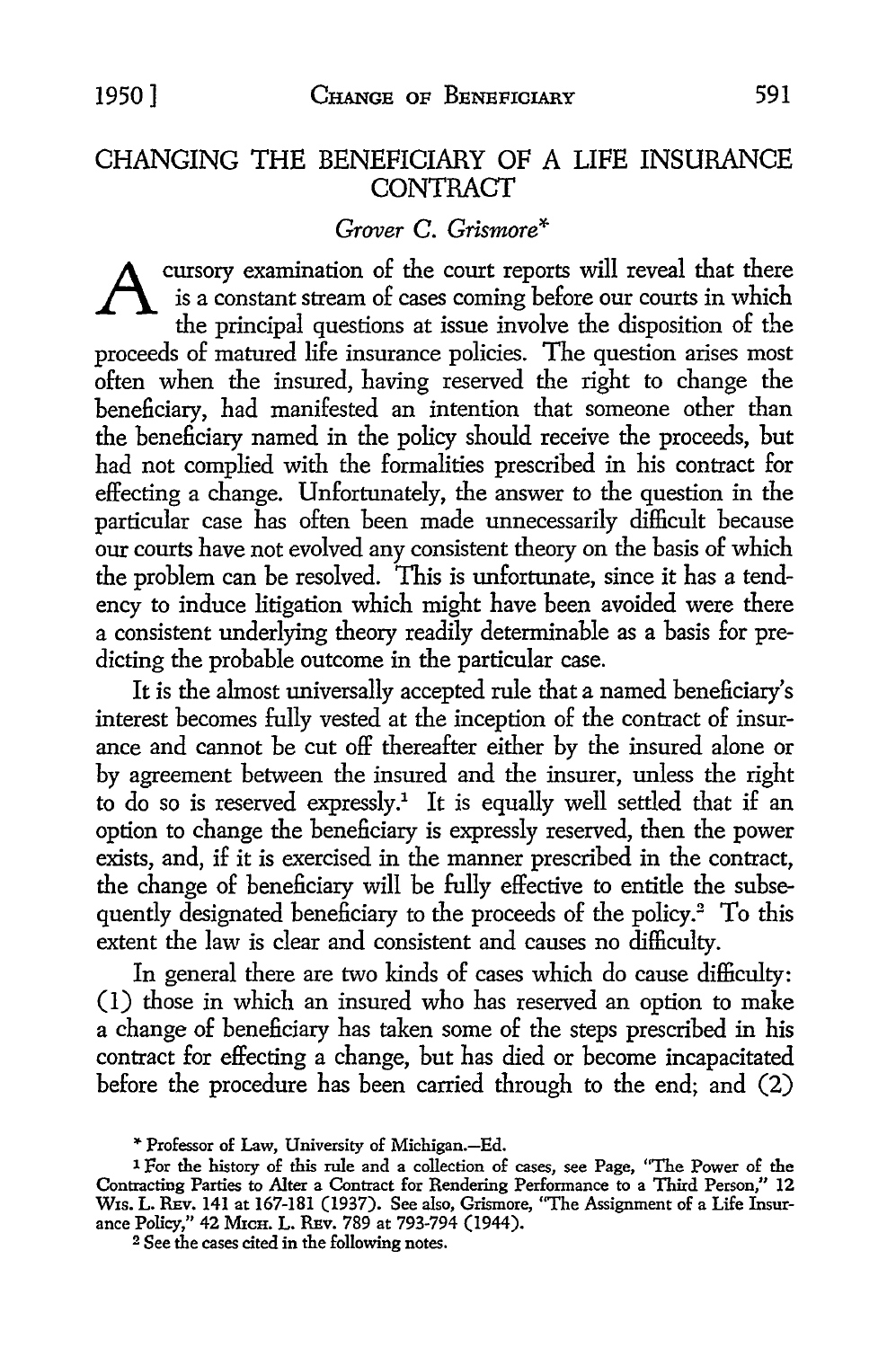# CHANGING THE BENEFICIARY OF A LIFE INSURANCE CONTRACT

*Grover C. Grismore**

A cursory examination of the court reports will reveal that there is a constant stream of cases coming before our courts in which the principal questions at issue involve the disposition of the proceeds of matured life insurance policies. The question arises most often when the insured, having reserved the right to change the beneficiary, had manifested an intention that someone other than the beneficiary named in the policy should receive the proceeds, but had not complied with the formalities prescribed in his contract for effecting a change. Unfortunately, the answer to the question in the particular case has often been made unnecessarily difficult because our courts have not evolved any consistent theory on the basis of which the problem can be resolved. This is unfortunate, since it has a tendency to induce litigation which might have been avoided were there a consistent underlying theory readily determinable as a basis for predicting the probable outcome in the particular case.

It is the almost universally accepted rule that a named beneficiary's interest becomes fully vested at the inception of the contract of insurance and cannot be cut off thereafter either by the insured alone or by agreement between the insured and the insurer, unless the right to do so is reserved expressly.[1] It is equally well settled that if an option to change the beneficiary is expressly reserved, then the power exists, and, if it is exercised in the manner prescribed in the contract, the change of beneficiary will be fully effective to entitle the subsequently designated beneficiary to the proceeds of the policy.[2] To this extent the law is clear and consistent and causes no difficulty.

In general there are two kinds of cases which do cause difficulty: (1) those in which an insured who has reserved an option to make a change of beneficiary has taken some of the steps prescribed in his contract for effecting a change, but has died or become incapacitated before the procedure has been carried through to the end; and (2)

---

\* Professor of Law, University of Michigan.—Ed.

[1] For the history of this rule and a collection of cases, see Page, "The Power of the Contracting Parties to Alter a Contract for Rendering Performance to a Third Person," 12 Wis. L. Rev. 141 at 167-181 (1937). See also, Grismore, "The Assignment of a Life Insurance Policy," 42 Mich. L. Rev. 789 at 793-794 (1944).

[2] See the cases cited in the following notes.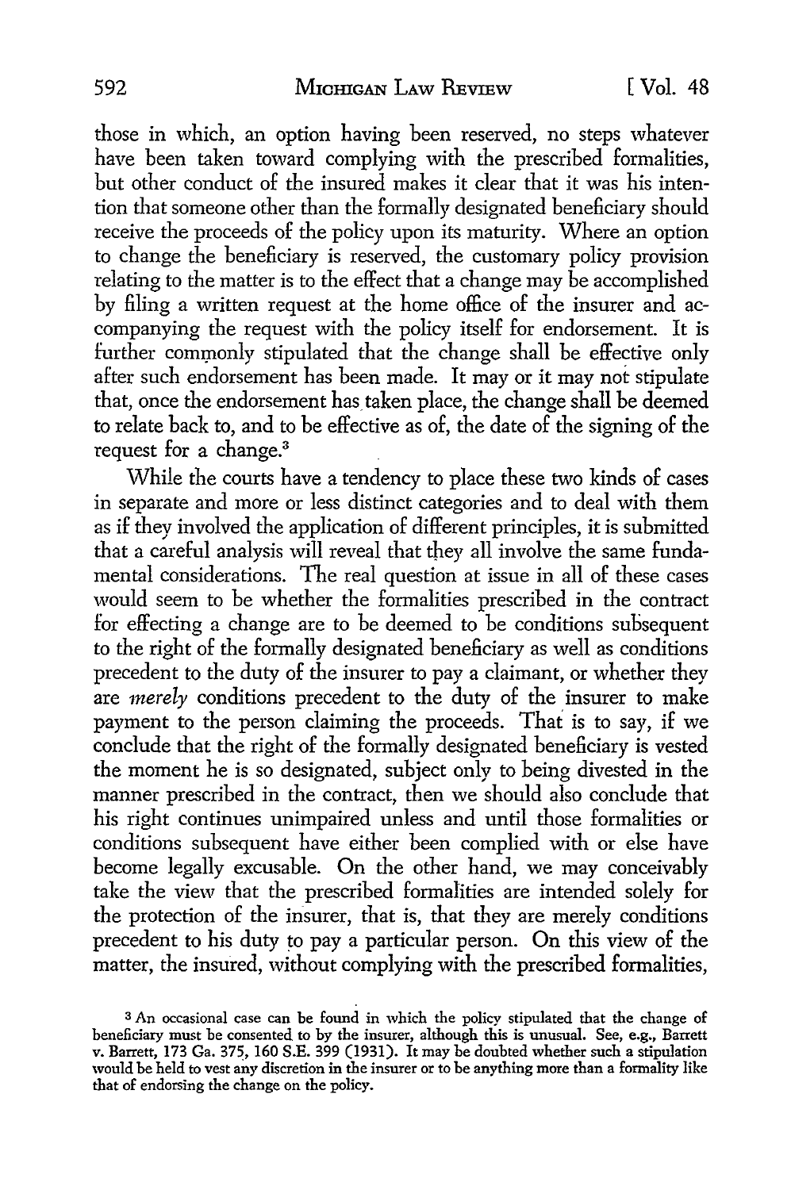those in which, an option having been reserved, no steps whatever have been taken toward complying with the prescribed formalities, but other conduct of the insured makes it clear that it was his intention that someone other than the formally designated beneficiary should receive the proceeds of the policy upon its maturity. Where an option to change the beneficiary is reserved, the customary policy provision relating to the matter is to the effect that a change may be accomplished by filing a written request at the home office of the insurer and accompanying the request with the policy itself for endorsement. It is further commonly stipulated that the change shall be effective only after such endorsement has been made. It may or it may not stipulate that, once the endorsement has taken place, the change shall be deemed to relate back to, and to be effective as of, the date of the signing of the request for a change.[3]

While the courts have a tendency to place these two kinds of cases in separate and more or less distinct categories and to deal with them as if they involved the application of different principles, it is submitted that a careful analysis will reveal that they all involve the same fundamental considerations. The real question at issue in all of these cases would seem to be whether the formalities prescribed in the contract for effecting a change are to be deemed to be conditions subsequent to the right of the formally designated beneficiary as well as conditions precedent to the duty of the insurer to pay a claimant, or whether they are *merely* conditions precedent to the duty of the insurer to make payment to the person claiming the proceeds. That is to say, if we conclude that the right of the formally designated beneficiary is vested the moment he is so designated, subject only to being divested in the manner prescribed in the contract, then we should also conclude that his right continues unimpaired unless and until those formalities or conditions subsequent have either been complied with or else have become legally excusable. On the other hand, we may conceivably take the view that the prescribed formalities are intended solely for the protection of the insurer, that is, that they are merely conditions precedent to his duty to pay a particular person. On this view of the matter, the insured, without complying with the prescribed formalities,

[3] An occasional case can be found in which the policy stipulated that the change of beneficiary must be consented to by the insurer, although this is unusual. See, e.g., Barrett v. Barrett, 173 Ga. 375, 160 S.E. 399 (1931). It may be doubted whether such a stipulation would be held to vest any discretion in the insurer or to be anything more than a formality like that of endorsing the change on the policy.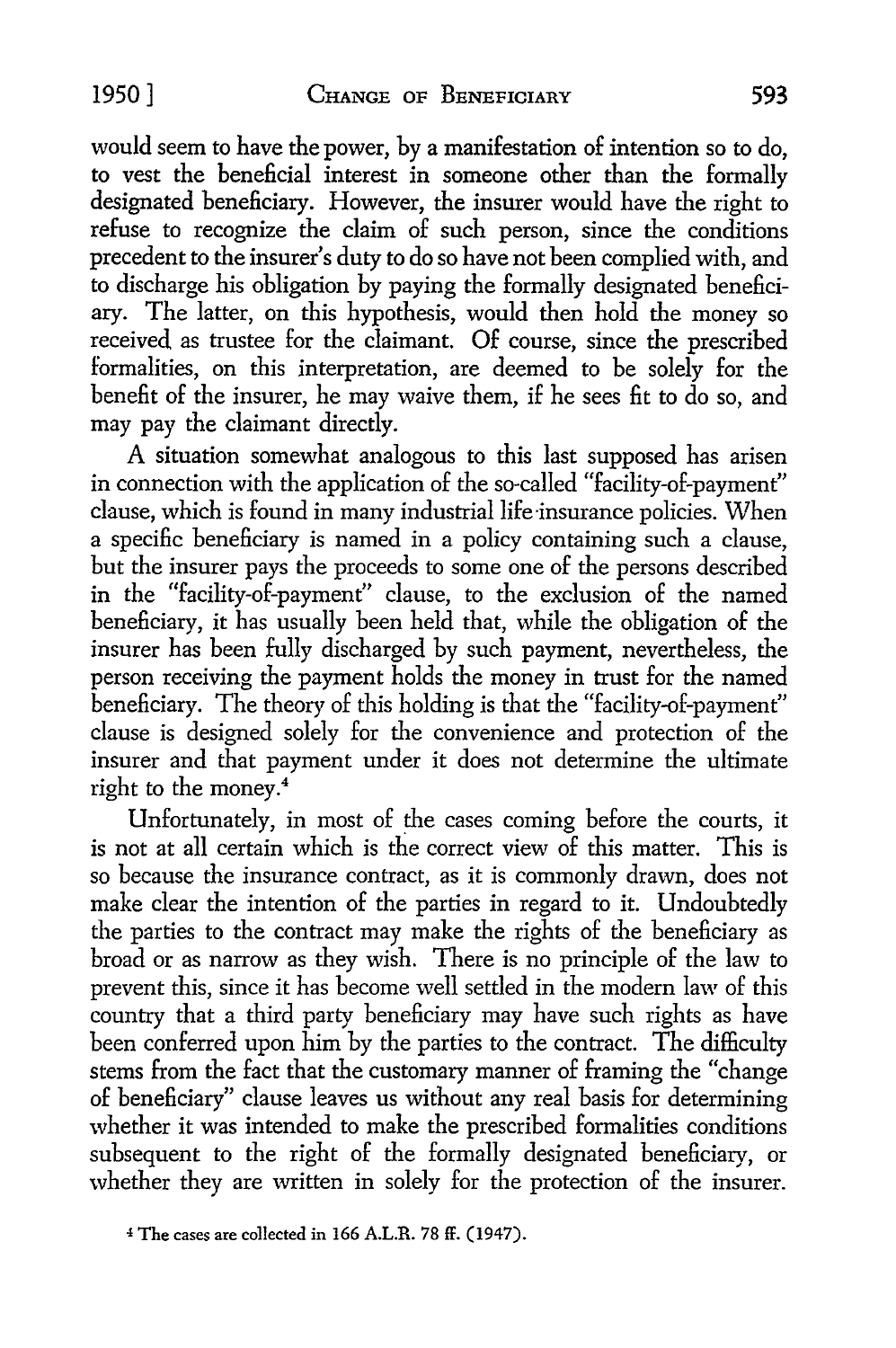would seem to have the power, by a manifestation of intention so to do, to vest the beneficial interest in someone other than the formally designated beneficiary. However, the insurer would have the right to refuse to recognize the claim of such person, since the conditions precedent to the insurer's duty to do so have not been complied with, and to discharge his obligation by paying the formally designated beneficiary. The latter, on this hypothesis, would then hold the money so received as trustee for the claimant. Of course, since the prescribed formalities, on this interpretation, are deemed to be solely for the benefit of the insurer, he may waive them, if he sees fit to do so, and may pay the claimant directly.

A situation somewhat analogous to this last supposed has arisen in connection with the application of the so-called "facility-of-payment" clause, which is found in many industrial life insurance policies. When a specific beneficiary is named in a policy containing such a clause, but the insurer pays the proceeds to some one of the persons described in the "facility-of-payment" clause, to the exclusion of the named beneficiary, it has usually been held that, while the obligation of the insurer has been fully discharged by such payment, nevertheless, the person receiving the payment holds the money in trust for the named beneficiary. The theory of this holding is that the "facility-of-payment" clause is designed solely for the convenience and protection of the insurer and that payment under it does not determine the ultimate right to the money.[4]

Unfortunately, in most of the cases coming before the courts, it is not at all certain which is the correct view of this matter. This is so because the insurance contract, as it is commonly drawn, does not make clear the intention of the parties in regard to it. Undoubtedly the parties to the contract may make the rights of the beneficiary as broad or as narrow as they wish. There is no principle of the law to prevent this, since it has become well settled in the modern law of this country that a third party beneficiary may have such rights as have been conferred upon him by the parties to the contract. The difficulty stems from the fact that the customary manner of framing the "change of beneficiary" clause leaves us without any real basis for determining whether it was intended to make the prescribed formalities conditions subsequent to the right of the formally designated beneficiary, or whether they are written in solely for the protection of the insurer.

[4] The cases are collected in 166 A.L.R. 78 ff. (1947).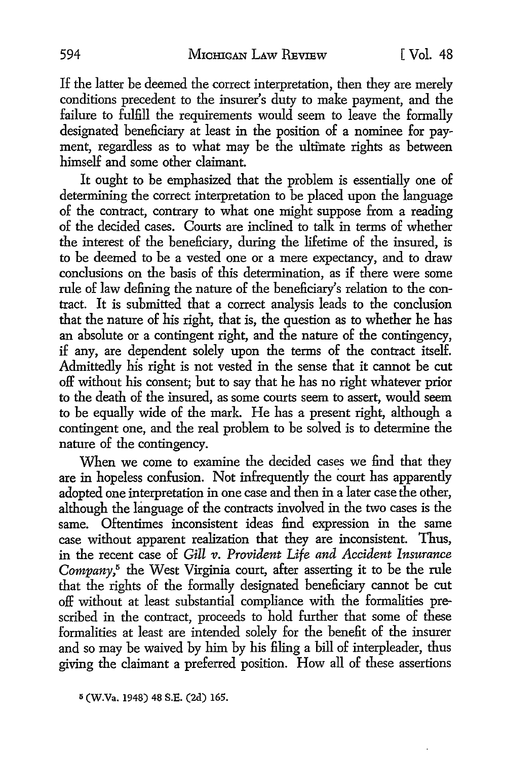If the latter be deemed the correct interpretation, then they are merely conditions precedent to the insurer's duty to make payment, and the failure to fulfill the requirements would seem to leave the formally designated beneficiary at least in the position of a nominee for payment, regardless as to what may be the ultimate rights as between himself and some other claimant.

It ought to be emphasized that the problem is essentially one of determining the correct interpretation to be placed upon the language of the contract, contrary to what one might suppose from a reading of the decided cases. Courts are inclined to talk in terms of whether the interest of the beneficiary, during the lifetime of the insured, is to be deemed to be a vested one or a mere expectancy, and to draw conclusions on the basis of this determination, as if there were some rule of law defining the nature of the beneficiary's relation to the contract. It is submitted that a correct analysis leads to the conclusion that the nature of his right, that is, the question as to whether he has an absolute or a contingent right, and the nature of the contingency, if any, are dependent solely upon the terms of the contract itself. Admittedly his right is not vested in the sense that it cannot be cut off without his consent; but to say that he has no right whatever prior to the death of the insured, as some courts seem to assert, would seem to be equally wide of the mark. He has a present right, although a contingent one, and the real problem to be solved is to determine the nature of the contingency.

When we come to examine the decided cases we find that they are in hopeless confusion. Not infrequently the court has apparently adopted one interpretation in one case and then in a later case the other, although the language of the contracts involved in the two cases is the same. Oftentimes inconsistent ideas find expression in the same case without apparent realization that they are inconsistent. Thus, in the recent case of *Gill v. Provident Life and Accident Insurance Company*,[5] the West Virginia court, after asserting it to be the rule that the rights of the formally designated beneficiary cannot be cut off without at least substantial compliance with the formalities prescribed in the contract, proceeds to hold further that some of these formalities at least are intended solely for the benefit of the insurer and so may be waived by him by his filing a bill of interpleader, thus giving the claimant a preferred position. How all of these assertions

[5] (W.Va. 1948) 48 S.E. (2d) 165.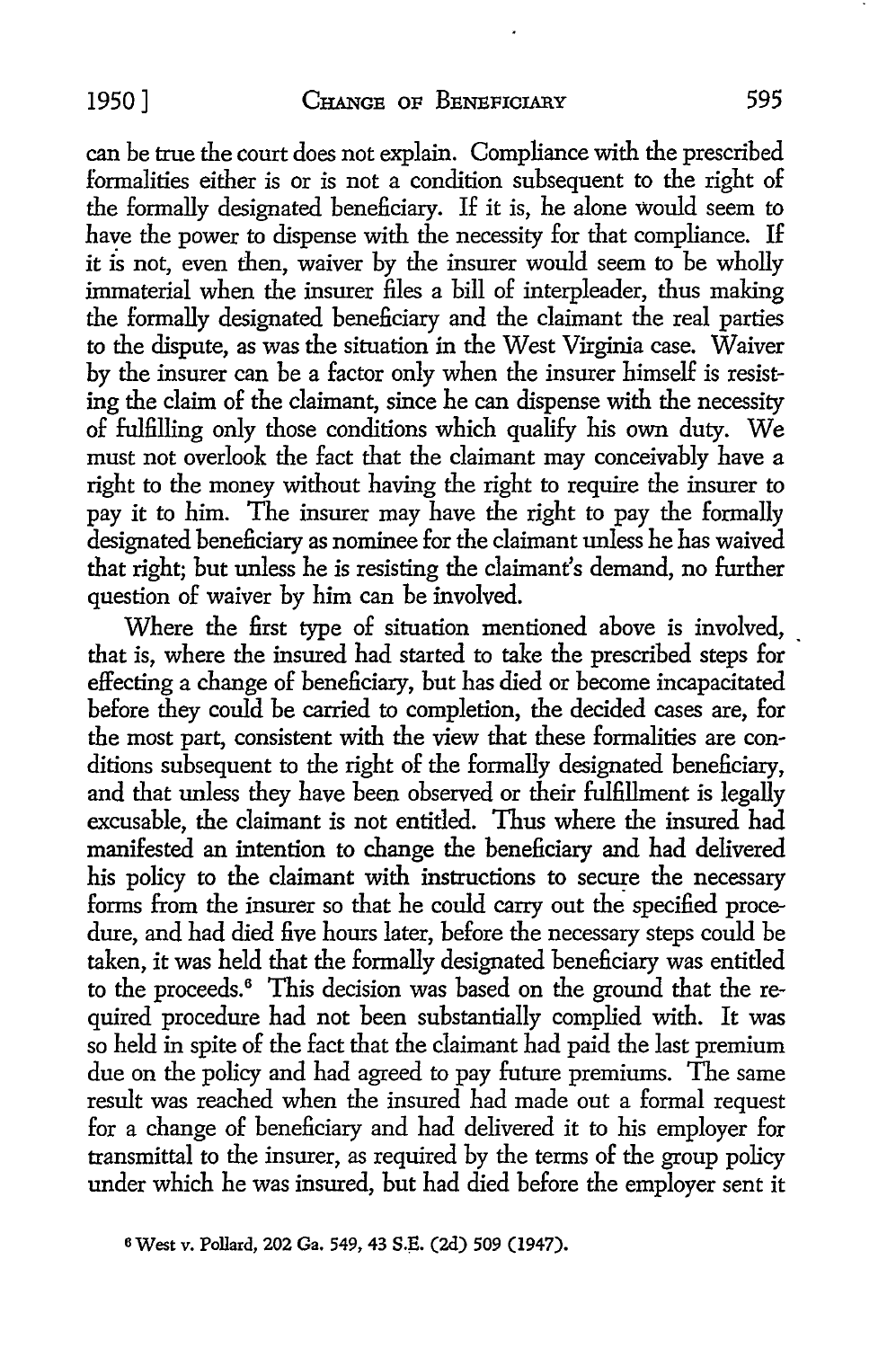can be true the court does not explain. Compliance with the prescribed formalities either is or is not a condition subsequent to the right of the formally designated beneficiary. If it is, he alone would seem to have the power to dispense with the necessity for that compliance. If it is not, even then, waiver by the insurer would seem to be wholly immaterial when the insurer files a bill of interpleader, thus making the formally designated beneficiary and the claimant the real parties to the dispute, as was the situation in the West Virginia case. Waiver by the insurer can be a factor only when the insurer himself is resisting the claim of the claimant, since he can dispense with the necessity of fulfilling only those conditions which qualify his own duty. We must not overlook the fact that the claimant may conceivably have a right to the money without having the right to require the insurer to pay it to him. The insurer may have the right to pay the formally designated beneficiary as nominee for the claimant unless he has waived that right; but unless he is resisting the claimant's demand, no further question of waiver by him can be involved.

Where the first type of situation mentioned above is involved, that is, where the insured had started to take the prescribed steps for effecting a change of beneficiary, but has died or become incapacitated before they could be carried to completion, the decided cases are, for the most part, consistent with the view that these formalities are conditions subsequent to the right of the formally designated beneficiary, and that unless they have been observed or their fulfillment is legally excusable, the claimant is not entitled. Thus where the insured had manifested an intention to change the beneficiary and had delivered his policy to the claimant with instructions to secure the necessary forms from the insurer so that he could carry out the specified procedure, and had died five hours later, before the necessary steps could be taken, it was held that the formally designated beneficiary was entitled to the proceeds.[6] This decision was based on the ground that the required procedure had not been substantially complied with. It was so held in spite of the fact that the claimant had paid the last premium due on the policy and had agreed to pay future premiums. The same result was reached when the insured had made out a formal request for a change of beneficiary and had delivered it to his employer for transmittal to the insurer, as required by the terms of the group policy under which he was insured, but had died before the employer sent it

[6] West v. Pollard, 202 Ga. 549, 43 S.E. (2d) 509 (1947).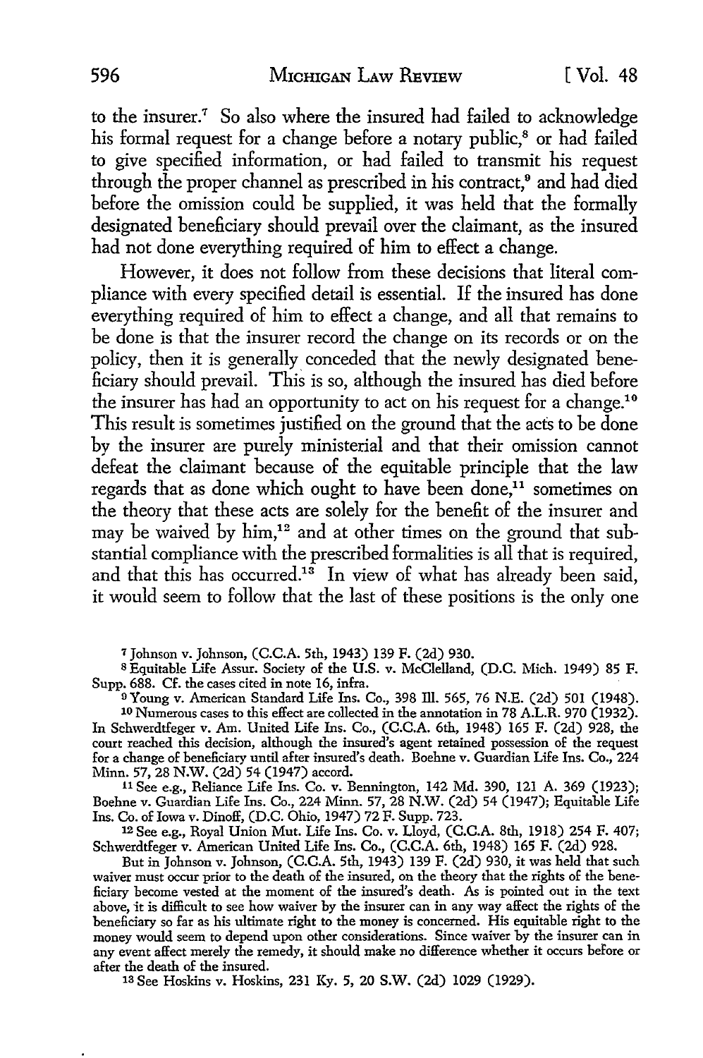to the insurer.[7] So also where the insured had failed to acknowledge his formal request for a change before a notary public,[8] or had failed to give specified information, or had failed to transmit his request through the proper channel as prescribed in his contract,[9] and had died before the omission could be supplied, it was held that the formally designated beneficiary should prevail over the claimant, as the insured had not done everything required of him to effect a change.

However, it does not follow from these decisions that literal compliance with every specified detail is essential. If the insured has done everything required of him to effect a change, and all that remains to be done is that the insurer record the change on its records or on the policy, then it is generally conceded that the newly designated beneficiary should prevail. This is so, although the insured has died before the insurer has had an opportunity to act on his request for a change.[10] This result is sometimes justified on the ground that the acts to be done by the insurer are purely ministerial and that their omission cannot defeat the claimant because of the equitable principle that the law regards that as done which ought to have been done,[11] sometimes on the theory that these acts are solely for the benefit of the insurer and may be waived by him,[12] and at other times on the ground that substantial compliance with the prescribed formalities is all that is required, and that this has occurred.[13] In view of what has already been said, it would seem to follow that the last of these positions is the only one

---

[7] Johnson v. Johnson, (C.C.A. 5th, 1943) 139 F. (2d) 930.

[8] Equitable Life Assur. Society of the U.S. v. McClelland, (D.C. Mich. 1949) 85 F. Supp. 688. Cf. the cases cited in note 16, infra.

[9] Young v. American Standard Life Ins. Co., 398 Ill. 565, 76 N.E. (2d) 501 (1948).

[10] Numerous cases to this effect are collected in the annotation in 78 A.L.R. 970 (1932). In Schwerdtfeger v. Am. United Life Ins. Co., (C.C.A. 6th, 1948) 165 F. (2d) 928, the court reached this decision, although the insured's agent retained possession of the request for a change of beneficiary until after insured's death. Boehne v. Guardian Life Ins. Co., 224 Minn. 57, 28 N.W. (2d) 54 (1947) accord.

[11] See e.g., Reliance Life Ins. Co. v. Bennington, 142 Md. 390, 121 A. 369 (1923); Boehne v. Guardian Life Ins. Co., 224 Minn. 57, 28 N.W. (2d) 54 (1947); Equitable Life Ins. Co. of Iowa v. Dinoff, (D.C. Ohio, 1947) 72 F. Supp. 723.

[12] See e.g., Royal Union Mut. Life Ins. Co. v. Lloyd, (C.C.A. 8th, 1918) 254 F. 407; Schwerdtfeger v. American United Life Ins. Co., (C.C.A. 6th, 1948) 165 F. (2d) 928.

But in Johnson v. Johnson, (C.C.A. 5th, 1943) 139 F. (2d) 930, it was held that such waiver must occur prior to the death of the insured, on the theory that the rights of the beneficiary become vested at the moment of the insured's death. As is pointed out in the text above, it is difficult to see how waiver by the insurer can in any way affect the rights of the beneficiary so far as his ultimate right to the money is concerned. His equitable right to the money would seem to depend upon other considerations. Since waiver by the insurer can in any event affect merely the remedy, it should make no difference whether it occurs before or after the death of the insured.

[13] See Hoskins v. Hoskins, 231 Ky. 5, 20 S.W. (2d) 1029 (1929).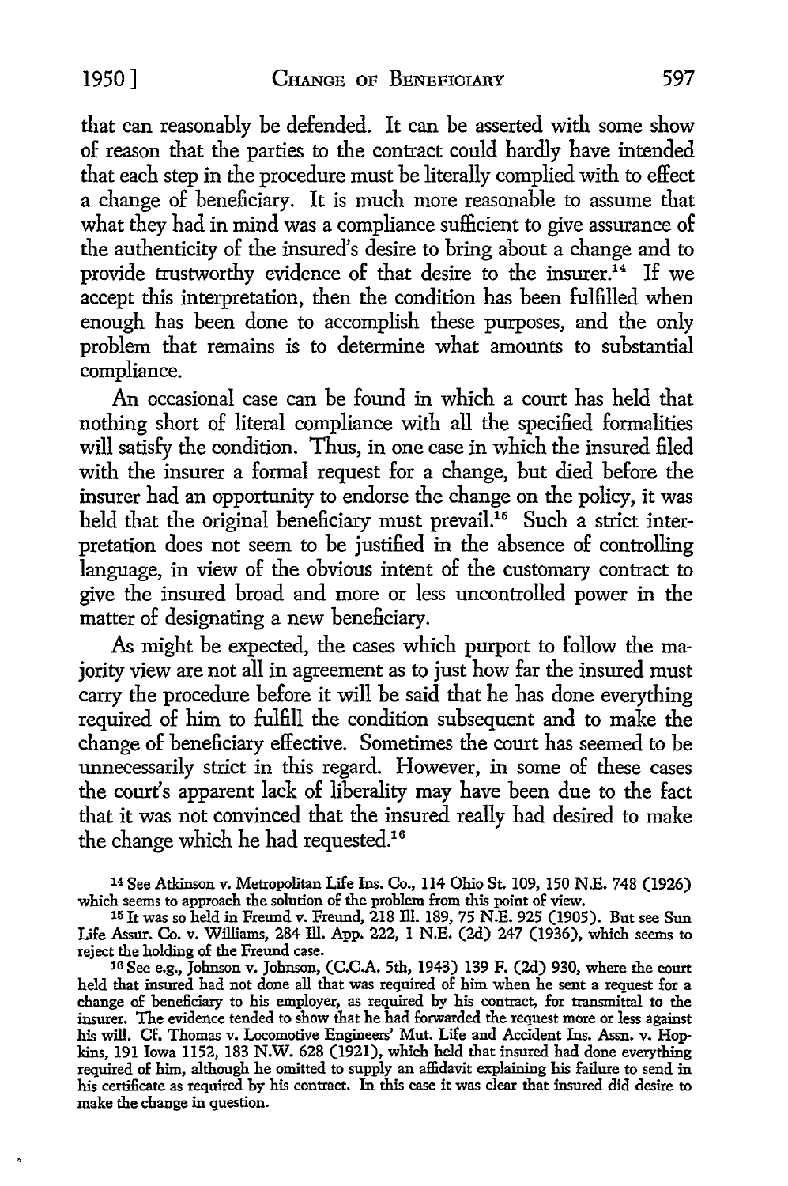that can reasonably be defended. It can be asserted with some show of reason that the parties to the contract could hardly have intended that each step in the procedure must be literally complied with to effect a change of beneficiary. It is much more reasonable to assume that what they had in mind was a compliance sufficient to give assurance of the authenticity of the insured's desire to bring about a change and to provide trustworthy evidence of that desire to the insurer.[14] If we accept this interpretation, then the condition has been fulfilled when enough has been done to accomplish these purposes, and the only problem that remains is to determine what amounts to substantial compliance.

An occasional case can be found in which a court has held that nothing short of literal compliance with all the specified formalities will satisfy the condition. Thus, in one case in which the insured filed with the insurer a formal request for a change, but died before the insurer had an opportunity to endorse the change on the policy, it was held that the original beneficiary must prevail.[15] Such a strict interpretation does not seem to be justified in the absence of controlling language, in view of the obvious intent of the customary contract to give the insured broad and more or less uncontrolled power in the matter of designating a new beneficiary.

As might be expected, the cases which purport to follow the majority view are not all in agreement as to just how far the insured must carry the procedure before it will be said that he has done everything required of him to fulfill the condition subsequent and to make the change of beneficiary effective. Sometimes the court has seemed to be unnecessarily strict in this regard. However, in some of these cases the court's apparent lack of liberality may have been due to the fact that it was not convinced that the insured really had desired to make the change which he had requested.[16]

---

[14] See Atkinson v. Metropolitan Life Ins. Co., 114 Ohio St. 109, 150 N.E. 748 (1926) which seems to approach the solution of the problem from this point of view.

[15] It was so held in Freund v. Freund, 218 Ill. 189, 75 N.E. 925 (1905). But see Sun Life Assur. Co. v. Williams, 284 Ill. App. 222, 1 N.E. (2d) 247 (1936), which seems to reject the holding of the Freund case.

[16] See e.g., Johnson v. Johnson, (C.C.A. 5th, 1943) 139 F. (2d) 930, where the court held that insured had not done all that was required of him when he sent a request for a change of beneficiary to his employer, as required by his contract, for transmittal to the insurer. The evidence tended to show that he had forwarded the request more or less against his will. Cf. Thomas v. Locomotive Engineers' Mut. Life and Accident Ins. Assn. v. Hopkins, 191 Iowa 1152, 183 N.W. 628 (1921), which held that insured had done everything required of him, although he omitted to supply an affidavit explaining his failure to send in his certificate as required by his contract. In this case it was clear that insured did desire to make the change in question.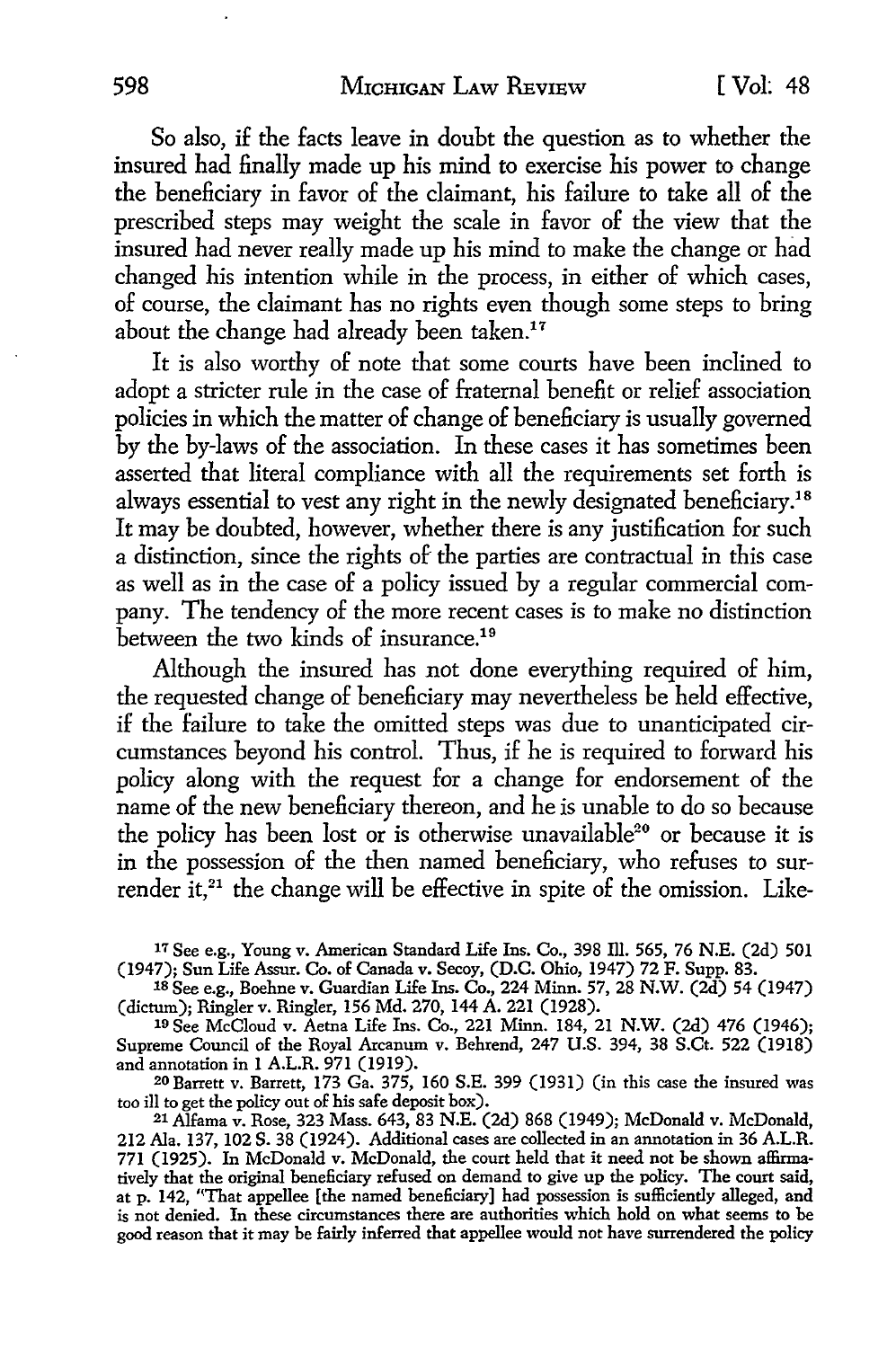So also, if the facts leave in doubt the question as to whether the insured had finally made up his mind to exercise his power to change the beneficiary in favor of the claimant, his failure to take all of the prescribed steps may weight the scale in favor of the view that the insured had never really made up his mind to make the change or had changed his intention while in the process, in either of which cases, of course, the claimant has no rights even though some steps to bring about the change had already been taken.[17]

It is also worthy of note that some courts have been inclined to adopt a stricter rule in the case of fraternal benefit or relief association policies in which the matter of change of beneficiary is usually governed by the by-laws of the association. In these cases it has sometimes been asserted that literal compliance with all the requirements set forth is always essential to vest any right in the newly designated beneficiary.[18] It may be doubted, however, whether there is any justification for such a distinction, since the rights of the parties are contractual in this case as well as in the case of a policy issued by a regular commercial company. The tendency of the more recent cases is to make no distinction between the two kinds of insurance.[19]

Although the insured has not done everything required of him, the requested change of beneficiary may nevertheless be held effective, if the failure to take the omitted steps was due to unanticipated circumstances beyond his control. Thus, if he is required to forward his policy along with the request for a change for endorsement of the name of the new beneficiary thereon, and he is unable to do so because the policy has been lost or is otherwise unavailable[20] or because it is in the possession of the then named beneficiary, who refuses to surrender it,[21] the change will be effective in spite of the omission. Like-

[17] See e.g., Young v. American Standard Life Ins. Co., 398 Ill. 565, 76 N.E. (2d) 501 (1947); Sun Life Assur. Co. of Canada v. Secoy, (D.C. Ohio, 1947) 72 F. Supp. 83.

[18] See e.g., Boehne v. Guardian Life Ins. Co., 224 Minn. 57, 28 N.W. (2d) 54 (1947) (dictum); Ringler v. Ringler, 156 Md. 270, 144 A. 221 (1928).

[19] See McCloud v. Aetna Life Ins. Co., 221 Minn. 184, 21 N.W. (2d) 476 (1946); Supreme Council of the Royal Arcanum v. Behrend, 247 U.S. 394, 38 S.Ct. 522 (1918) and annotation in 1 A.L.R. 971 (1919).

[20] Barrett v. Barrett, 173 Ga. 375, 160 S.E. 399 (1931) (in this case the insured was too ill to get the policy out of his safe deposit box).

[21] Alfama v. Rose, 323 Mass. 643, 83 N.E. (2d) 868 (1949); McDonald v. McDonald, 212 Ala. 137, 102 S. 38 (1924). Additional cases are collected in an annotation in 36 A.L.R. 771 (1925). In McDonald v. McDonald, the court held that it need not be shown affirmatively that the original beneficiary refused on demand to give up the policy. The court said, at p. 142, "That appellee [the named beneficiary] had possession is sufficiently alleged, and is not denied. In these circumstances there are authorities which hold on what seems to be good reason that it may be fairly inferred that appellee would not have surrendered the policy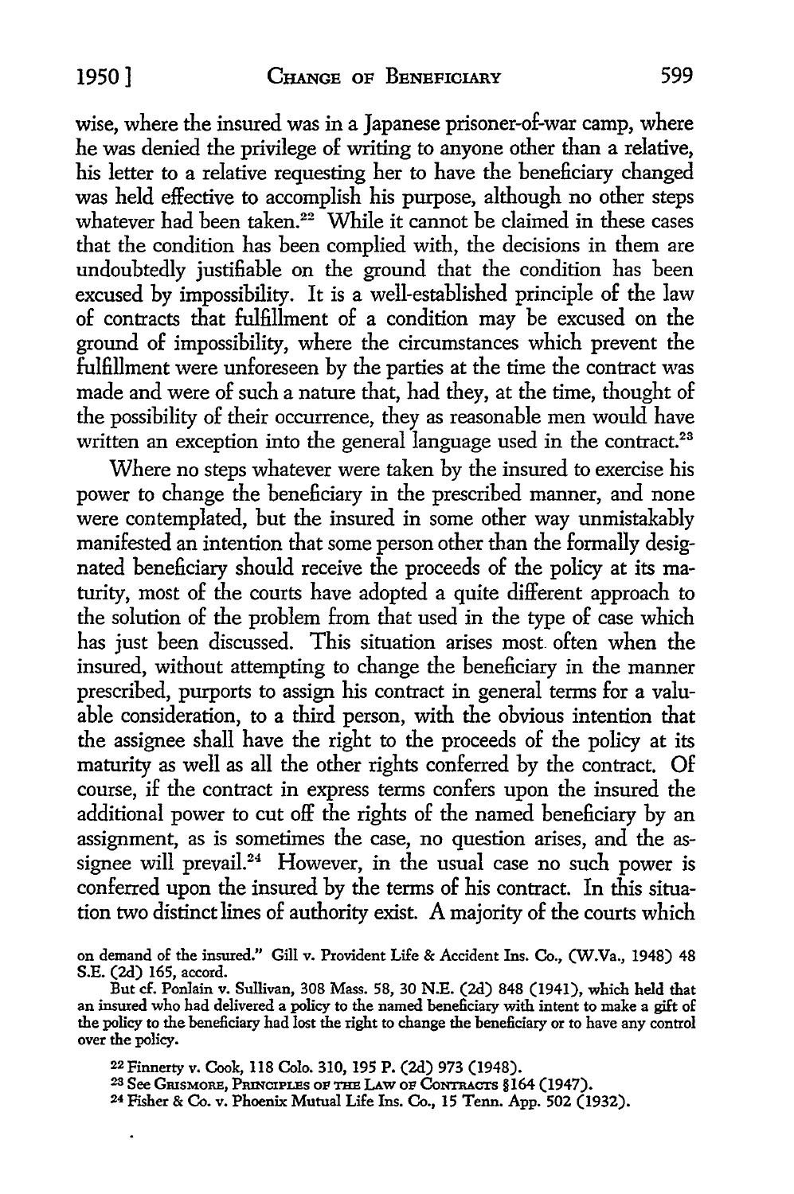wise, where the insured was in a Japanese prisoner-of-war camp, where he was denied the privilege of writing to anyone other than a relative, his letter to a relative requesting her to have the beneficiary changed was held effective to accomplish his purpose, although no other steps whatever had been taken.[22] While it cannot be claimed in these cases that the condition has been complied with, the decisions in them are undoubtedly justifiable on the ground that the condition has been excused by impossibility. It is a well-established principle of the law of contracts that fulfillment of a condition may be excused on the ground of impossibility, where the circumstances which prevent the fulfillment were unforeseen by the parties at the time the contract was made and were of such a nature that, had they, at the time, thought of the possibility of their occurrence, they as reasonable men would have written an exception into the general language used in the contract.[23]

Where no steps whatever were taken by the insured to exercise his power to change the beneficiary in the prescribed manner, and none were contemplated, but the insured in some other way unmistakably manifested an intention that some person other than the formally designated beneficiary should receive the proceeds of the policy at its maturity, most of the courts have adopted a quite different approach to the solution of the problem from that used in the type of case which has just been discussed. This situation arises most often when the insured, without attempting to change the beneficiary in the manner prescribed, purports to assign his contract in general terms for a valuable consideration, to a third person, with the obvious intention that the assignee shall have the right to the proceeds of the policy at its maturity as well as all the other rights conferred by the contract. Of course, if the contract in express terms confers upon the insured the additional power to cut off the rights of the named beneficiary by an assignment, as is sometimes the case, no question arises, and the assignee will prevail.[24] However, in the usual case no such power is conferred upon the insured by the terms of his contract. In this situation two distinct lines of authority exist. A majority of the courts which

on demand of the insured." Gill v. Provident Life & Accident Ins. Co., (W.Va., 1948) 48 S.E. (2d) 165, accord.

But cf. Ponlain v. Sullivan, 308 Mass. 58, 30 N.E. (2d) 848 (1941), which held that an insured who had delivered a policy to the named beneficiary with intent to make a gift of the policy to the beneficiary had lost the right to change the beneficiary or to have any control over the policy.

[22] Finnerty v. Cook, 118 Colo. 310, 195 P. (2d) 973 (1948).

[23] See Grismore, Principles of the Law of Contracts §164 (1947).

[24] Fisher & Co. v. Phoenix Mutual Life Ins. Co., 15 Tenn. App. 502 (1932).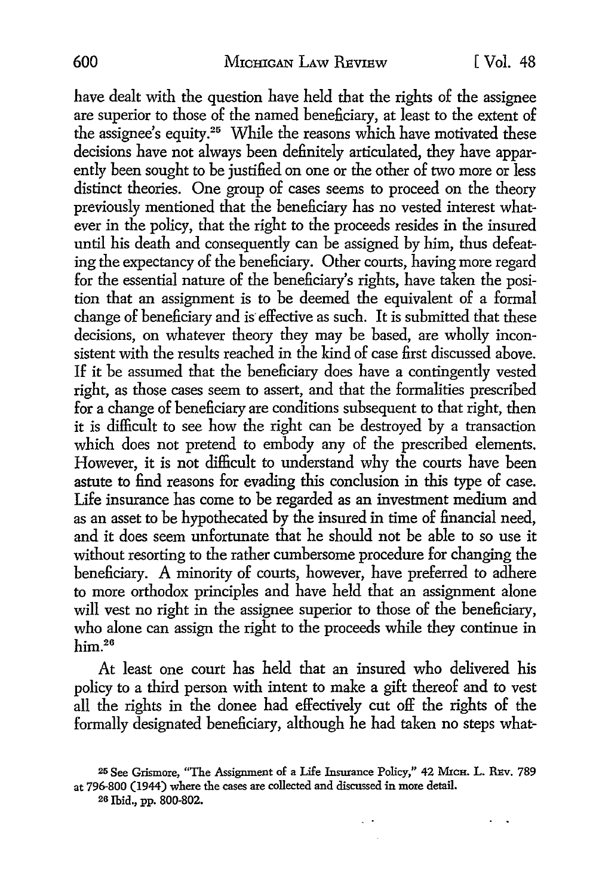have dealt with the question have held that the rights of the assignee are superior to those of the named beneficiary, at least to the extent of the assignee's equity.[25] While the reasons which have motivated these decisions have not always been definitely articulated, they have apparently been sought to be justified on one or the other of two more or less distinct theories. One group of cases seems to proceed on the theory previously mentioned that the beneficiary has no vested interest whatever in the policy, that the right to the proceeds resides in the insured until his death and consequently can be assigned by him, thus defeating the expectancy of the beneficiary. Other courts, having more regard for the essential nature of the beneficiary's rights, have taken the position that an assignment is to be deemed the equivalent of a formal change of beneficiary and is effective as such. It is submitted that these decisions, on whatever theory they may be based, are wholly inconsistent with the results reached in the kind of case first discussed above. If it be assumed that the beneficiary does have a contingently vested right, as those cases seem to assert, and that the formalities prescribed for a change of beneficiary are conditions subsequent to that right, then it is difficult to see how the right can be destroyed by a transaction which does not pretend to embody any of the prescribed elements. However, it is not difficult to understand why the courts have been astute to find reasons for evading this conclusion in this type of case. Life insurance has come to be regarded as an investment medium and as an asset to be hypothecated by the insured in time of financial need, and it does seem unfortunate that he should not be able to so use it without resorting to the rather cumbersome procedure for changing the beneficiary. A minority of courts, however, have preferred to adhere to more orthodox principles and have held that an assignment alone will vest no right in the assignee superior to those of the beneficiary, who alone can assign the right to the proceeds while they continue in him.[26]

At least one court has held that an insured who delivered his policy to a third person with intent to make a gift thereof and to vest all the rights in the donee had effectively cut off the rights of the formally designated beneficiary, although he had taken no steps what-

---

[25] See Grismore, "The Assignment of a Life Insurance Policy," 42 MICH. L. REV. 789 at 796-800 (1944) where the cases are collected and discussed in more detail.

[26] Ibid., pp. 800-802.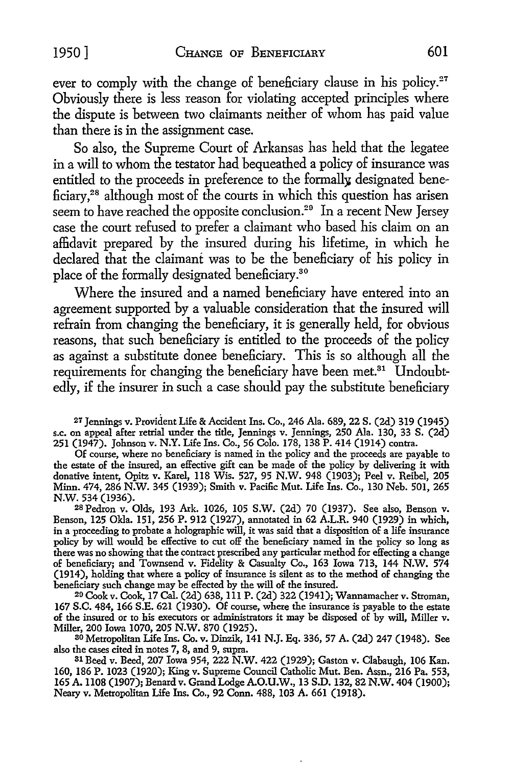ever to comply with the change of beneficiary clause in his policy.[27] Obviously there is less reason for violating accepted principles where the dispute is between two claimants neither of whom has paid value than there is in the assignment case.

So also, the Supreme Court of Arkansas has held that the legatee in a will to whom the testator had bequeathed a policy of insurance was entitled to the proceeds in preference to the formally designated beneficiary,[28] although most of the courts in which this question has arisen seem to have reached the opposite conclusion.[29] In a recent New Jersey case the court refused to prefer a claimant who based his claim on an affidavit prepared by the insured during his lifetime, in which he declared that the claimant was to be the beneficiary of his policy in place of the formally designated beneficiary.[30]

Where the insured and a named beneficiary have entered into an agreement supported by a valuable consideration that the insured will refrain from changing the beneficiary, it is generally held, for obvious reasons, that such beneficiary is entitled to the proceeds of the policy as against a substitute donee beneficiary. This is so although all the requirements for changing the beneficiary have been met.[31] Undoubtedly, if the insurer in such a case should pay the substitute beneficiary

---

[27] Jennings v. Provident Life & Accident Ins. Co., 246 Ala. 689, 22 S. (2d) 319 (1945) s.c. on appeal after retrial under the title, Jennings v. Jennings, 250 Ala. 130, 33 S. (2d) 251 (1947). Johnson v. N.Y. Life Ins. Co., 56 Colo. 178, 138 P. 414 (1914) contra.

Of course, where no beneficiary is named in the policy and the proceeds are payable to the estate of the insured, an effective gift can be made of the policy by delivering it with donative intent, Opitz v. Karel, 118 Wis. 527, 95 N.W. 948 (1903); Peel v. Reibel, 205 Minn. 474, 286 N.W. 345 (1939); Smith v. Pacific Mut. Life Ins. Co., 130 Neb. 501, 265 N.W. 534 (1936).

[28] Pedron v. Olds, 193 Ark. 1026, 105 S.W. (2d) 70 (1937). See also, Benson v. Benson, 125 Okla. 151, 256 P. 912 (1927), annotated in 62 A.L.R. 940 (1929) in which, in a proceeding to probate a holographic will, it was said that a disposition of a life insurance policy by will would be effective to cut off the beneficiary named in the policy so long as there was no showing that the contract prescribed any particular method for effecting a change of beneficiary; and Townsend v. Fidelity & Casualty Co., 163 Iowa 713, 144 N.W. 574 (1914), holding that where a policy of insurance is silent as to the method of changing the beneficiary such change may be effected by the will of the insured.

[29] Cook v. Cook, 17 Cal. (2d) 638, 111 P. (2d) 322 (1941); Wannamacher v. Stroman, 167 S.C. 484, 166 S.E. 621 (1930). Of course, where the insurance is payable to the estate of the insured or to his executors or administrators it may be disposed of by will, Miller v. Miller, 200 Iowa 1070, 205 N.W. 870 (1925).

[30] Metropolitan Life Ins. Co. v. Dinzik, 141 N.J. Eq. 336, 57 A. (2d) 247 (1948). See also the cases cited in notes 7, 8, and 9, supra.

[31] Beed v. Beed, 207 Iowa 954, 222 N.W. 422 (1929); Gaston v. Clabaugh, 106 Kan. 160, 186 P. 1023 (1920); King v. Supreme Council Catholic Mut. Ben. Assn., 216 Pa. 553, 165 A. 1108 (1907); Benard v. Grand Lodge A.O.U.W., 13 S.D. 132, 82 N.W. 404 (1900); Neary v. Metropolitan Life Ins. Co., 92 Conn. 488, 103 A. 661 (1918).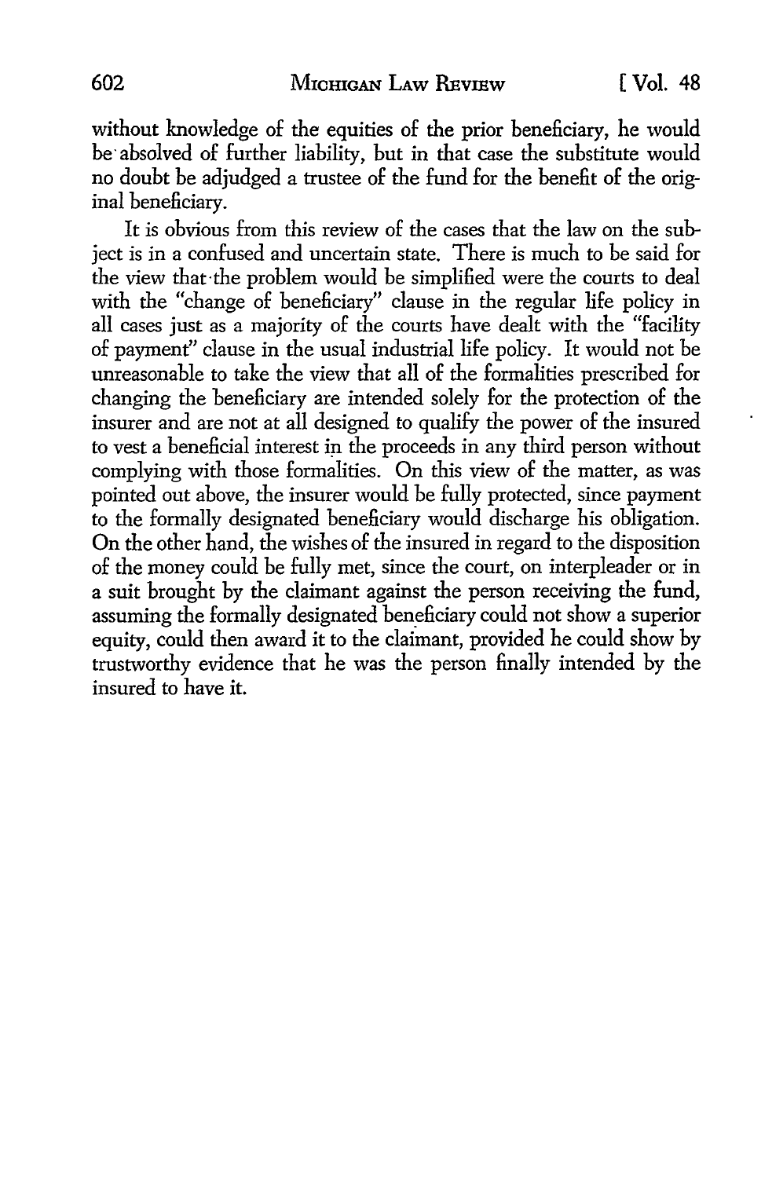without knowledge of the equities of the prior beneficiary, he would be absolved of further liability, but in that case the substitute would no doubt be adjudged a trustee of the fund for the benefit of the original beneficiary.

It is obvious from this review of the cases that the law on the subject is in a confused and uncertain state. There is much to be said for the view that the problem would be simplified were the courts to deal with the "change of beneficiary" clause in the regular life policy in all cases just as a majority of the courts have dealt with the "facility of payment" clause in the usual industrial life policy. It would not be unreasonable to take the view that all of the formalities prescribed for changing the beneficiary are intended solely for the protection of the insurer and are not at all designed to qualify the power of the insured to vest a beneficial interest in the proceeds in any third person without complying with those formalities. On this view of the matter, as was pointed out above, the insurer would be fully protected, since payment to the formally designated beneficiary would discharge his obligation. On the other hand, the wishes of the insured in regard to the disposition of the money could be fully met, since the court, on interpleader or in a suit brought by the claimant against the person receiving the fund, assuming the formally designated beneficiary could not show a superior equity, could then award it to the claimant, provided he could show by trustworthy evidence that he was the person finally intended by the insured to have it.